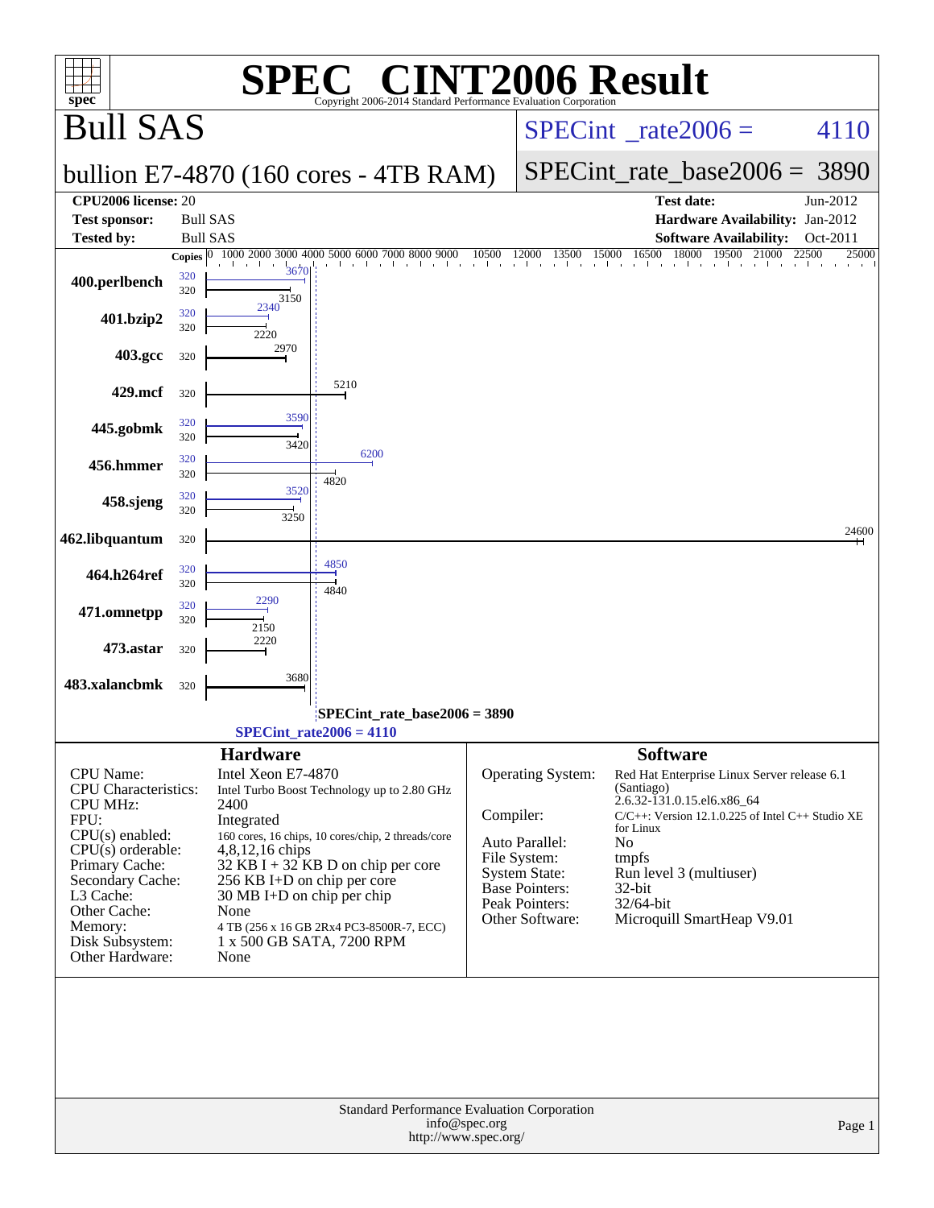# SPEC® CINT2006 Result

Copyright 2006-2014 Standard Performance Evaluation Corporation

## Bull SAS

**bullion E7-4870 (160 cores - 4TB RAM)**

SPECint_rate2006 = 4110

SPECint_rate_base2006 = 3890

| | | | |
|---|---|---|---|
| **CPU2006 license:** 20 | | **Test date:** | Jun-2012 |
| **Test sponsor:** | Bull SAS | **Hardware Availability:** | Jan-2012 |
| **Tested by:** | Bull SAS | **Software Availability:** | Oct-2011 |

| Benchmark | Copies | Peak | Base |
|---|---|---|---|
| 400.perlbench | 320 | 3670 | 3150 |
| 401.bzip2 | 320 | 2340 | 2220 |
| 403.gcc | 320 | | 2970 |
| 429.mcf | 320 | | 5210 |
| 445.gobmk | 320 | 3590 | 3420 |
| 456.hmmer | 320 | 6200 | 4820 |
| 458.sjeng | 320 | 3520 | 3250 |
| 462.libquantum | 320 | | 24600 |
| 464.h264ref | 320 | 4850 | 4840 |
| 471.omnetpp | 320 | 2290 | 2150 |
| 473.astar | 320 | | 2220 |
| 483.xalancbmk | 320 | | 3680 |

SPECint_rate_base2006 = 3890

SPECint_rate2006 = 4110

### Hardware

| | |
|---|---|
| CPU Name: | Intel Xeon E7-4870 |
| CPU Characteristics: | Intel Turbo Boost Technology up to 2.80 GHz |
| CPU MHz: | 2400 |
| FPU: | Integrated |
| CPU(s) enabled: | 160 cores, 16 chips, 10 cores/chip, 2 threads/core |
| CPU(s) orderable: | 4,8,12,16 chips |
| Primary Cache: | 32 KB I + 32 KB D on chip per core |
| Secondary Cache: | 256 KB I+D on chip per core |
| L3 Cache: | 30 MB I+D on chip per chip |
| Other Cache: | None |
| Memory: | 4 TB (256 x 16 GB 2Rx4 PC3-8500R-7, ECC) |
| Disk Subsystem: | 1 x 500 GB SATA, 7200 RPM |
| Other Hardware: | None |

### Software

| | |
|---|---|
| Operating System: | Red Hat Enterprise Linux Server release 6.1 (Santiago) 2.6.32-131.0.15.el6.x86_64 |
| Compiler: | C/C++: Version 12.1.0.225 of Intel C++ Studio XE for Linux |
| Auto Parallel: | No |
| File System: | tmpfs |
| System State: | Run level 3 (multiuser) |
| Base Pointers: | 32-bit |
| Peak Pointers: | 32/64-bit |
| Other Software: | Microquill SmartHeap V9.01 |

Standard Performance Evaluation Corporation
info@spec.org
http://www.spec.org/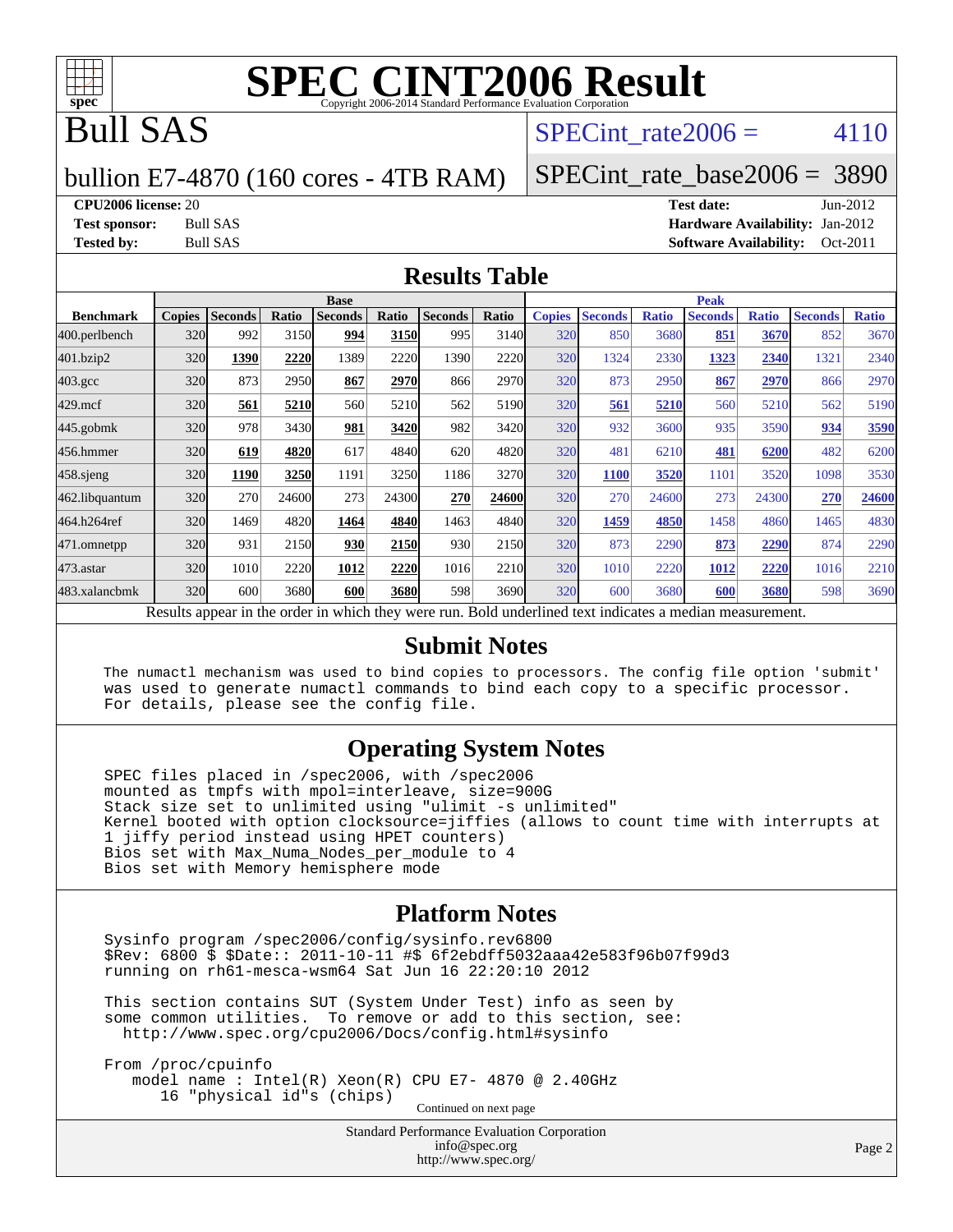# SPEC CINT2006 Result

Copyright 2006-2014 Standard Performance Evaluation Corporation

# Bull SAS

bullion E7-4870 (160 cores - 4TB RAM)

SPECint_rate2006 = 4110

SPECint_rate_base2006 = 3890

**CPU2006 license:** 20
**Test sponsor:** Bull SAS
**Tested by:** Bull SAS

**Test date:** Jun-2012
**Hardware Availability:** Jan-2012
**Software Availability:** Oct-2011

## Results Table

| Benchmark | Base | | | | | | | Peak | | | | | | |
|---|---|---|---|---|---|---|---|---|---|---|---|---|---|---|
| | Copies | Seconds | Ratio | Seconds | Ratio | Seconds | Ratio | Copies | Seconds | Ratio | Seconds | Ratio | Seconds | Ratio |
| 400.perlbench | 320 | 992 | 3150 | **994** | **3150** | 995 | 3140 | 320 | 850 | 3680 | **851** | **3670** | 852 | 3670 |
| 401.bzip2 | 320 | **1390** | **2220** | 1389 | 2220 | 1390 | 2220 | 320 | 1324 | 2330 | **1323** | **2340** | 1321 | 2340 |
| 403.gcc | 320 | 873 | 2950 | **867** | **2970** | 866 | 2970 | 320 | 873 | 2950 | **867** | **2970** | 866 | 2970 |
| 429.mcf | 320 | **561** | **5210** | 560 | 5210 | 562 | 5190 | 320 | **561** | **5210** | 560 | 5210 | 562 | 5190 |
| 445.gobmk | 320 | 978 | 3430 | **981** | **3420** | 982 | 3420 | 320 | 932 | 3600 | 935 | 3590 | **934** | **3590** |
| 456.hmmer | 320 | **619** | **4820** | 617 | 4840 | 620 | 4820 | 320 | 481 | 6210 | **481** | **6200** | 482 | 6200 |
| 458.sjeng | 320 | **1190** | **3250** | 1191 | 3250 | 1186 | 3270 | 320 | **1100** | **3520** | 1101 | 3520 | 1098 | 3530 |
| 462.libquantum | 320 | 270 | 24600 | 273 | 24300 | **270** | **24600** | 320 | 270 | 24600 | 273 | 24300 | **270** | **24600** |
| 464.h264ref | 320 | 1469 | 4820 | **1464** | **4840** | 1463 | 4840 | 320 | **1459** | **4850** | 1458 | 4860 | 1465 | 4830 |
| 471.omnetpp | 320 | 931 | 2150 | **930** | **2150** | 930 | 2150 | 320 | 873 | 2290 | **873** | **2290** | 874 | 2290 |
| 473.astar | 320 | 1010 | 2220 | **1012** | **2220** | 1016 | 2210 | 320 | 1010 | 2220 | **1012** | **2220** | 1016 | 2210 |
| 483.xalancbmk | 320 | 600 | 3680 | **600** | **3680** | 598 | 3690 | 320 | 600 | 3680 | **600** | **3680** | 598 | 3690 |

Results appear in the order in which they were run. Bold underlined text indicates a median measurement.

## Submit Notes

```
The numactl mechanism was used to bind copies to processors. The config file option 'submit'
was used to generate numactl commands to bind each copy to a specific processor.
For details, please see the config file.
```

## Operating System Notes

```
SPEC files placed in /spec2006, with /spec2006
mounted as tmpfs with mpol=interleave, size=900G
Stack size set to unlimited using "ulimit -s unlimited"
Kernel booted with option clocksource=jiffies (allows to count time with interrupts at
1 jiffy period instead using HPET counters)
Bios set with Max_Numa_Nodes_per_module to 4
Bios set with Memory hemisphere mode
```

## Platform Notes

```
Sysinfo program /spec2006/config/sysinfo.rev6800
$Rev: 6800 $ $Date:: 2011-10-11 #$ 6f2ebdff5032aaa42e583f96b07f99d3
running on rh61-mesca-wsm64 Sat Jun 16 22:20:10 2012

This section contains SUT (System Under Test) info as seen by
some common utilities.  To remove or add to this section, see:
  http://www.spec.org/cpu2006/Docs/config.html#sysinfo

From /proc/cpuinfo
   model name : Intel(R) Xeon(R) CPU E7- 4870 @ 2.40GHz
      16 "physical id"s (chips)
```

Continued on next page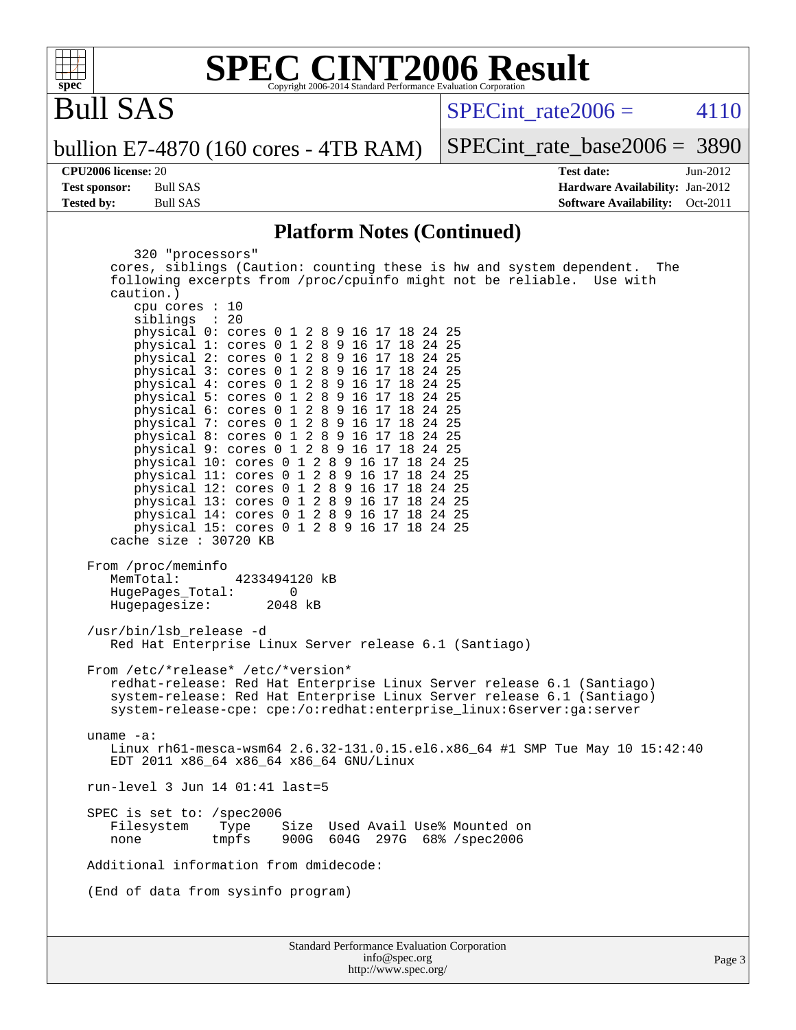# SPEC CINT2006 Result

Copyright 2006-2014 Standard Performance Evaluation Corporation

## Bull SAS

bullion E7-4870 (160 cores - 4TB RAM)

SPECint_rate2006 = 4110

SPECint_rate_base2006 = 3890

**CPU2006 license:** 20
**Test sponsor:** Bull SAS
**Tested by:** Bull SAS

**Test date:** Jun-2012
**Hardware Availability:** Jan-2012
**Software Availability:** Oct-2011

### Platform Notes (Continued)

```
        320 "processors"
     cores, siblings (Caution: counting these is hw and system dependent.  The
     following excerpts from /proc/cpuinfo might not be reliable.  Use with
     caution.)
        cpu cores : 10
        siblings  : 20
        physical 0: cores 0 1 2 8 9 16 17 18 24 25
        physical 1: cores 0 1 2 8 9 16 17 18 24 25
        physical 2: cores 0 1 2 8 9 16 17 18 24 25
        physical 3: cores 0 1 2 8 9 16 17 18 24 25
        physical 4: cores 0 1 2 8 9 16 17 18 24 25
        physical 5: cores 0 1 2 8 9 16 17 18 24 25
        physical 6: cores 0 1 2 8 9 16 17 18 24 25
        physical 7: cores 0 1 2 8 9 16 17 18 24 25
        physical 8: cores 0 1 2 8 9 16 17 18 24 25
        physical 9: cores 0 1 2 8 9 16 17 18 24 25
        physical 10: cores 0 1 2 8 9 16 17 18 24 25
        physical 11: cores 0 1 2 8 9 16 17 18 24 25
        physical 12: cores 0 1 2 8 9 16 17 18 24 25
        physical 13: cores 0 1 2 8 9 16 17 18 24 25
        physical 14: cores 0 1 2 8 9 16 17 18 24 25
        physical 15: cores 0 1 2 8 9 16 17 18 24 25
     cache size : 30720 KB

  From /proc/meminfo
     MemTotal:       4233494120 kB
     HugePages_Total:       0
     Hugepagesize:       2048 kB

  /usr/bin/lsb_release -d
     Red Hat Enterprise Linux Server release 6.1 (Santiago)

  From /etc/*release* /etc/*version*
     redhat-release: Red Hat Enterprise Linux Server release 6.1 (Santiago)
     system-release: Red Hat Enterprise Linux Server release 6.1 (Santiago)
     system-release-cpe: cpe:/o:redhat:enterprise_linux:6server:ga:server

  uname -a:
     Linux rh61-mesca-wsm64 2.6.32-131.0.15.el6.x86_64 #1 SMP Tue May 10 15:42:40
     EDT 2011 x86_64 x86_64 x86_64 GNU/Linux

  run-level 3 Jun 14 01:41 last=5

  SPEC is set to: /spec2006
     Filesystem    Type    Size  Used Avail Use% Mounted on
     none         tmpfs    900G  604G  297G  68% /spec2006

  Additional information from dmidecode:

  (End of data from sysinfo program)
```

Standard Performance Evaluation Corporation
info@spec.org
http://www.spec.org/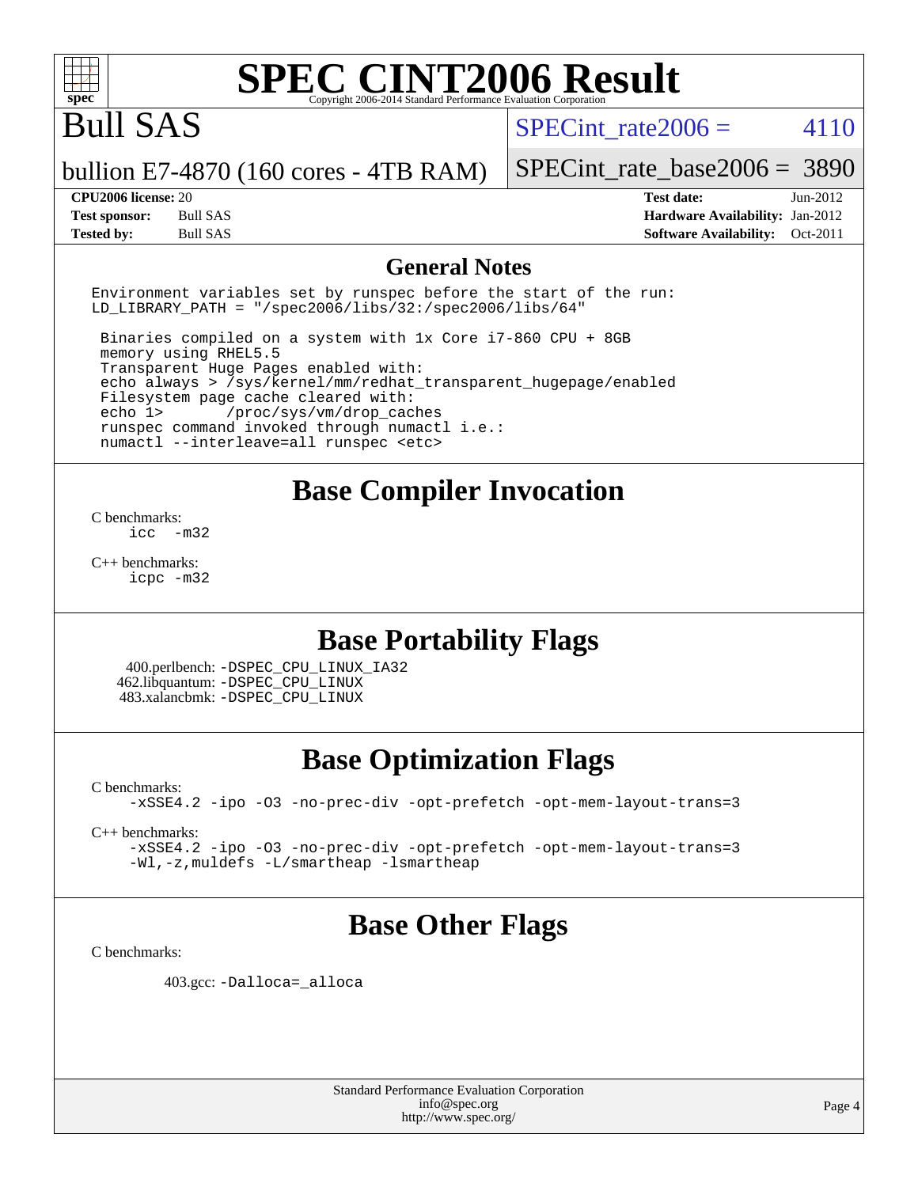# SPEC CINT2006 Result

Copyright 2006-2014 Standard Performance Evaluation Corporation

## Bull SAS

bullion E7-4870 (160 cores - 4TB RAM)

SPECint_rate2006 = 4110

SPECint_rate_base2006 = 3890

**CPU2006 license:** 20
**Test sponsor:** Bull SAS
**Tested by:** Bull SAS

**Test date:** Jun-2012
**Hardware Availability:** Jan-2012
**Software Availability:** Oct-2011

## General Notes

```
Environment variables set by runspec before the start of the run:
LD_LIBRARY_PATH = "/spec2006/libs/32:/spec2006/libs/64"

 Binaries compiled on a system with 1x Core i7-860 CPU + 8GB
 memory using RHEL5.5
 Transparent Huge Pages enabled with:
 echo always > /sys/kernel/mm/redhat_transparent_hugepage/enabled
 Filesystem page cache cleared with:
 echo 1>       /proc/sys/vm/drop_caches
 runspec command invoked through numactl i.e.:
 numactl --interleave=all runspec <etc>
```

## Base Compiler Invocation

C benchmarks:
`icc -m32`

C++ benchmarks:
`icpc -m32`

## Base Portability Flags

400.perlbench: `-DSPEC_CPU_LINUX_IA32`
462.libquantum: `-DSPEC_CPU_LINUX`
483.xalancbmk: `-DSPEC_CPU_LINUX`

## Base Optimization Flags

C benchmarks:
`-xSSE4.2 -ipo -O3 -no-prec-div -opt-prefetch -opt-mem-layout-trans=3`

C++ benchmarks:
`-xSSE4.2 -ipo -O3 -no-prec-div -opt-prefetch -opt-mem-layout-trans=3`
`-Wl,-z,muldefs -L/smartheap -lsmartheap`

## Base Other Flags

C benchmarks:

403.gcc: `-Dalloca=_alloca`

Standard Performance Evaluation Corporation
info@spec.org
http://www.spec.org/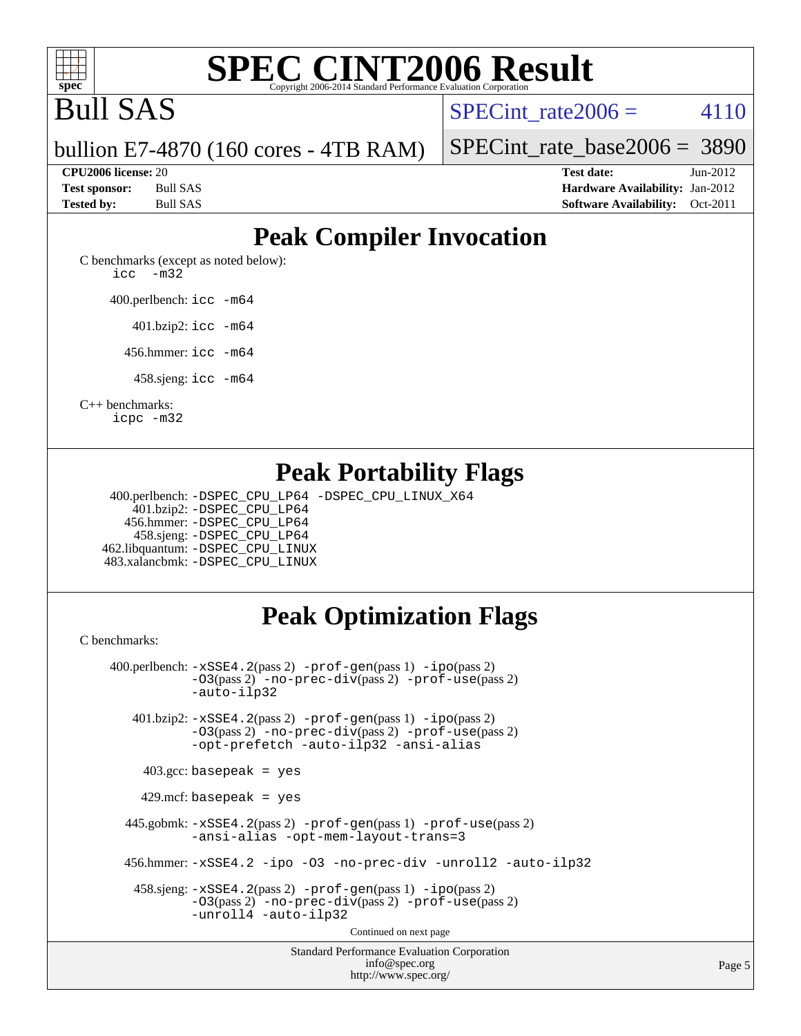# SPEC CINT2006 Result

Copyright 2006-2014 Standard Performance Evaluation Corporation

# Bull SAS

bullion E7-4870 (160 cores - 4TB RAM)

SPECint_rate2006 = 4110

SPECint_rate_base2006 = 3890

**CPU2006 license:** 20
**Test sponsor:** Bull SAS
**Tested by:** Bull SAS

**Test date:** Jun-2012
**Hardware Availability:** Jan-2012
**Software Availability:** Oct-2011

## Peak Compiler Invocation

C benchmarks (except as noted below):
`icc -m32`

400.perlbench: `icc -m64`

401.bzip2: `icc -m64`

456.hmmer: `icc -m64`

458.sjeng: `icc -m64`

C++ benchmarks:
`icpc -m32`

## Peak Portability Flags

400.perlbench: `-DSPEC_CPU_LP64 -DSPEC_CPU_LINUX_X64`
401.bzip2: `-DSPEC_CPU_LP64`
456.hmmer: `-DSPEC_CPU_LP64`
458.sjeng: `-DSPEC_CPU_LP64`
462.libquantum: `-DSPEC_CPU_LINUX`
483.xalancbmk: `-DSPEC_CPU_LINUX`

## Peak Optimization Flags

C benchmarks:

400.perlbench: `-xSSE4.2`(pass 2) `-prof-gen`(pass 1) `-ipo`(pass 2) `-O3`(pass 2) `-no-prec-div`(pass 2) `-prof-use`(pass 2) `-auto-ilp32`

401.bzip2: `-xSSE4.2`(pass 2) `-prof-gen`(pass 1) `-ipo`(pass 2) `-O3`(pass 2) `-no-prec-div`(pass 2) `-prof-use`(pass 2) `-opt-prefetch -auto-ilp32 -ansi-alias`

403.gcc: `basepeak = yes`

429.mcf: `basepeak = yes`

445.gobmk: `-xSSE4.2`(pass 2) `-prof-gen`(pass 1) `-prof-use`(pass 2) `-ansi-alias -opt-mem-layout-trans=3`

456.hmmer: `-xSSE4.2 -ipo -O3 -no-prec-div -unroll2 -auto-ilp32`

458.sjeng: `-xSSE4.2`(pass 2) `-prof-gen`(pass 1) `-ipo`(pass 2) `-O3`(pass 2) `-no-prec-div`(pass 2) `-prof-use`(pass 2) `-unroll4 -auto-ilp32`

Continued on next page

Standard Performance Evaluation Corporation
info@spec.org
http://www.spec.org/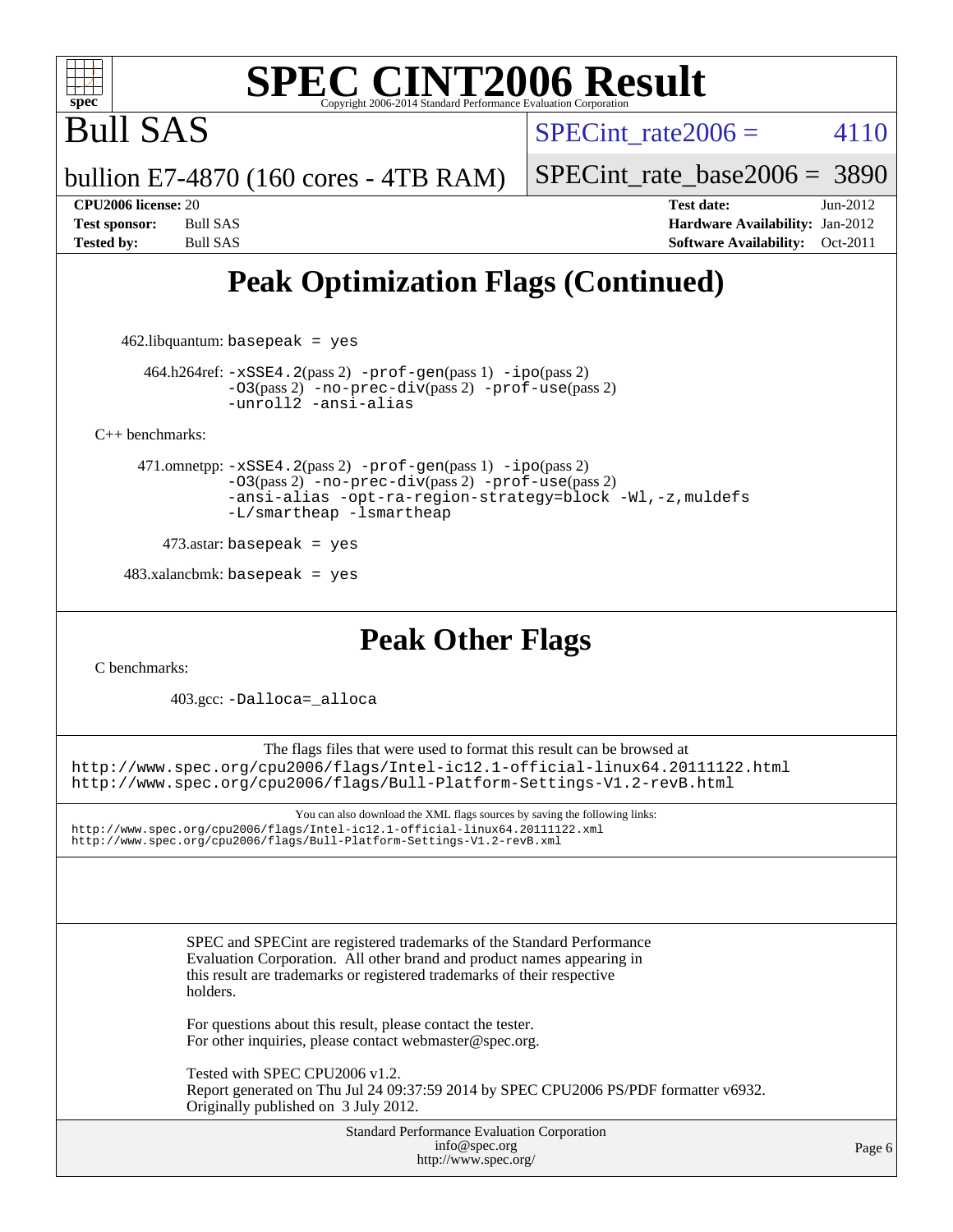# SPEC CINT2006 Result

Copyright 2006-2014 Standard Performance Evaluation Corporation

# Bull SAS

bullion E7-4870 (160 cores - 4TB RAM)

SPECint_rate2006 = 4110

SPECint_rate_base2006 = 3890

**CPU2006 license:** 20
**Test sponsor:** Bull SAS
**Tested by:** Bull SAS

**Test date:** Jun-2012
**Hardware Availability:** Jan-2012
**Software Availability:** Oct-2011

## Peak Optimization Flags (Continued)

462.libquantum: `basepeak = yes`

464.h264ref: `-xSSE4.2`(pass 2) `-prof-gen`(pass 1) `-ipo`(pass 2) `-O3`(pass 2) `-no-prec-div`(pass 2) `-prof-use`(pass 2) `-unroll2 -ansi-alias`

C++ benchmarks:

471.omnetpp: `-xSSE4.2`(pass 2) `-prof-gen`(pass 1) `-ipo`(pass 2) `-O3`(pass 2) `-no-prec-div`(pass 2) `-prof-use`(pass 2) `-ansi-alias -opt-ra-region-strategy=block -Wl,-z,muldefs -L/smartheap -lsmartheap`

473.astar: `basepeak = yes`

483.xalancbmk: `basepeak = yes`

## Peak Other Flags

C benchmarks:

403.gcc: `-Dalloca=_alloca`

The flags files that were used to format this result can be browsed at
http://www.spec.org/cpu2006/flags/Intel-ic12.1-official-linux64.20111122.html
http://www.spec.org/cpu2006/flags/Bull-Platform-Settings-V1.2-revB.html

You can also download the XML flags sources by saving the following links:
http://www.spec.org/cpu2006/flags/Intel-ic12.1-official-linux64.20111122.xml
http://www.spec.org/cpu2006/flags/Bull-Platform-Settings-V1.2-revB.xml

SPEC and SPECint are registered trademarks of the Standard Performance Evaluation Corporation. All other brand and product names appearing in this result are trademarks or registered trademarks of their respective holders.

For questions about this result, please contact the tester.
For other inquiries, please contact webmaster@spec.org.

Tested with SPEC CPU2006 v1.2.
Report generated on Thu Jul 24 09:37:59 2014 by SPEC CPU2006 PS/PDF formatter v6932.
Originally published on 3 July 2012.

Standard Performance Evaluation Corporation
info@spec.org
http://www.spec.org/